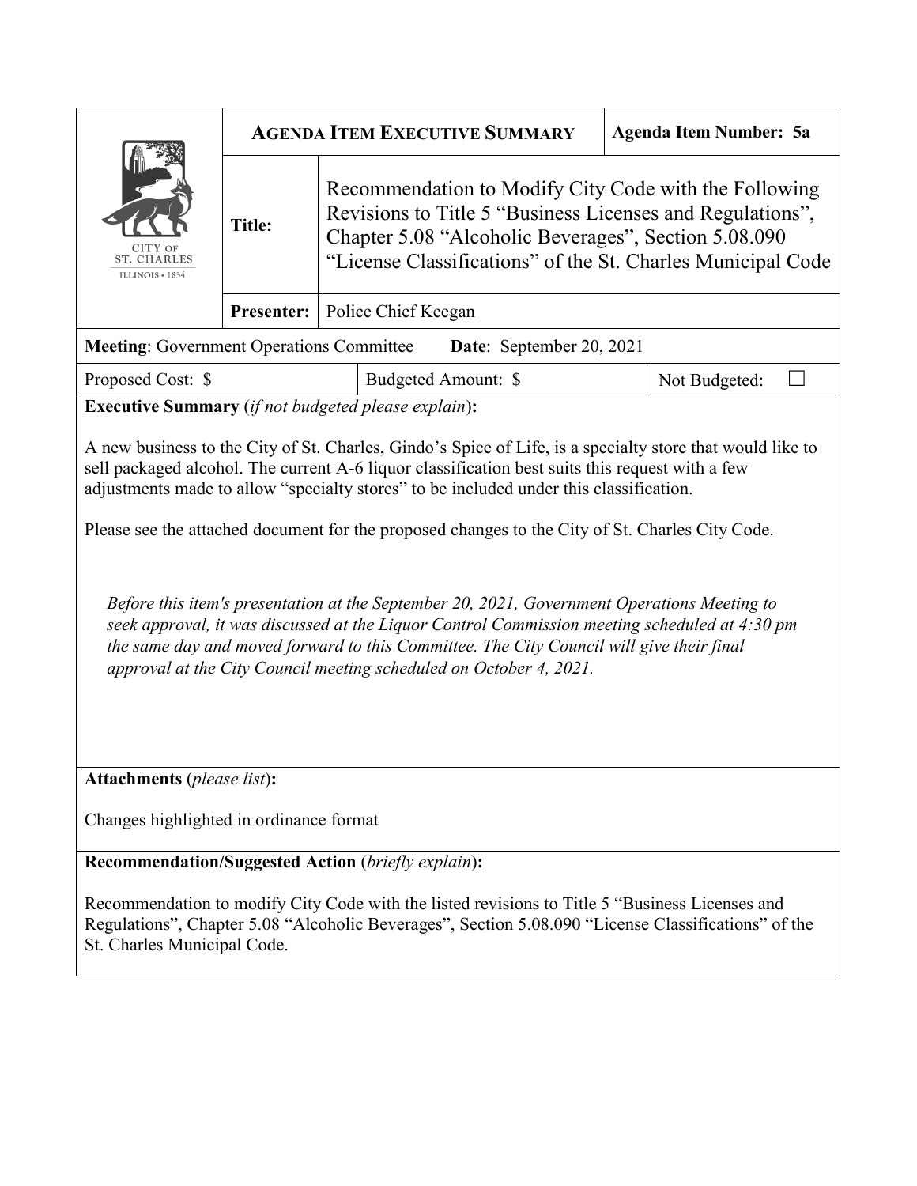| | | | |
|---|---|---|---|
| CITY OF ST. CHARLES ILLINOIS • 1834 | **AGENDA ITEM EXECUTIVE SUMMARY** | | **Agenda Item Number: 5a** |
| | **Title:** | Recommendation to Modify City Code with the Following Revisions to Title 5 "Business Licenses and Regulations", Chapter 5.08 "Alcoholic Beverages", Section 5.08.090 "License Classifications" of the St. Charles Municipal Code | |
| | **Presenter:** | Police Chief Keegan | |

**Meeting**: Government Operations Committee **Date**: September 20, 2021

| | | |
|---|---|---|
| Proposed Cost: $ | Budgeted Amount: $ | Not Budgeted: ☐ |

**Executive Summary** (*if not budgeted please explain*)**:**

A new business to the City of St. Charles, Gindo's Spice of Life, is a specialty store that would like to sell packaged alcohol. The current A-6 liquor classification best suits this request with a few adjustments made to allow "specialty stores" to be included under this classification.

Please see the attached document for the proposed changes to the City of St. Charles City Code.

*Before this item's presentation at the September 20, 2021, Government Operations Meeting to seek approval, it was discussed at the Liquor Control Commission meeting scheduled at 4:30 pm the same day and moved forward to this Committee. The City Council will give their final approval at the City Council meeting scheduled on October 4, 2021.*

**Attachments** (*please list*)**:**

Changes highlighted in ordinance format

**Recommendation/Suggested Action** (*briefly explain*)**:**

Recommendation to modify City Code with the listed revisions to Title 5 "Business Licenses and Regulations", Chapter 5.08 "Alcoholic Beverages", Section 5.08.090 "License Classifications" of the St. Charles Municipal Code.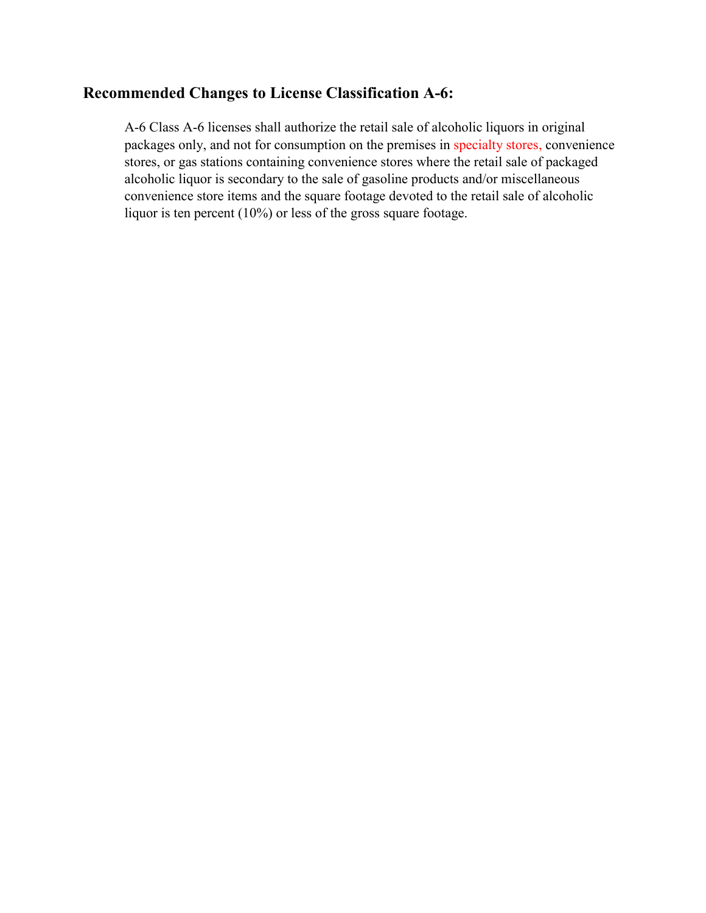## Recommended Changes to License Classification A-6:

A-6 Class A-6 licenses shall authorize the retail sale of alcoholic liquors in original packages only, and not for consumption on the premises in specialty stores, convenience stores, or gas stations containing convenience stores where the retail sale of packaged alcoholic liquor is secondary to the sale of gasoline products and/or miscellaneous convenience store items and the square footage devoted to the retail sale of alcoholic liquor is ten percent (10%) or less of the gross square footage.